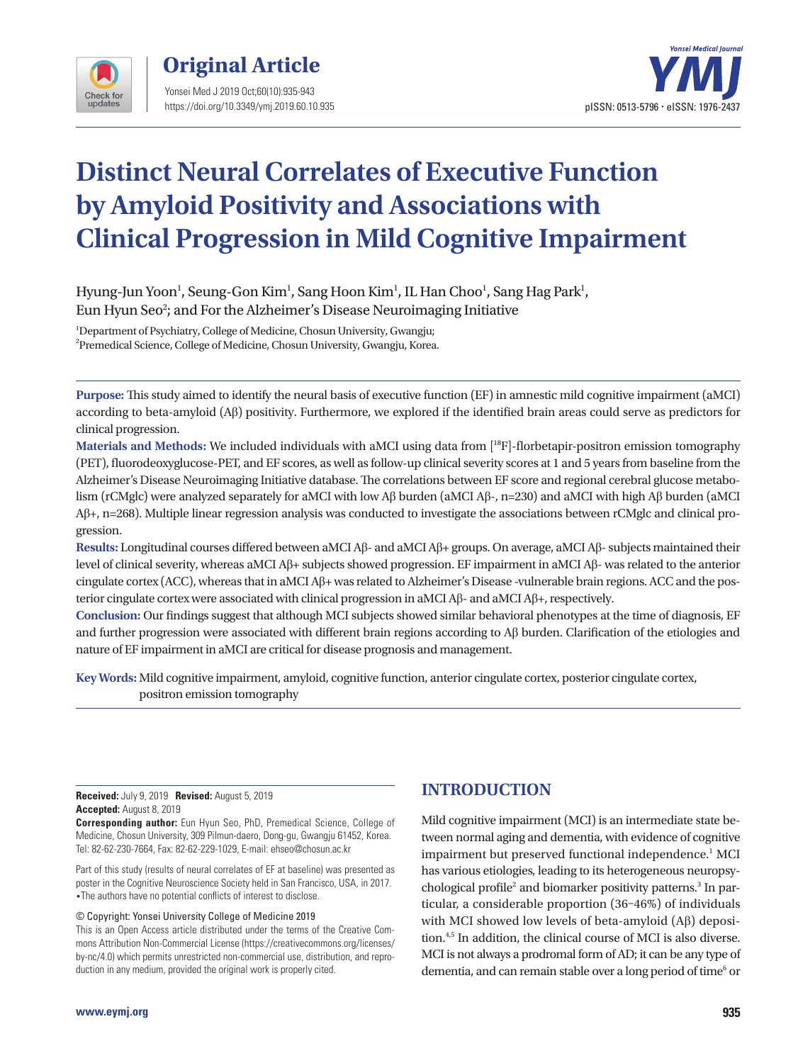**Original Article**

# Distinct Neural Correlates of Executive Function by Amyloid Positivity and Associations with Clinical Progression in Mild Cognitive Impairment

Hyung-Jun Yoon[1], Seung-Gon Kim[1], Sang Hoon Kim[1], IL Han Choo[1], Sang Hag Park[1], Eun Hyun Seo[2]; and For the Alzheimer's Disease Neuroimaging Initiative

[1]Department of Psychiatry, College of Medicine, Chosun University, Gwangju;
[2]Premedical Science, College of Medicine, Chosun University, Gwangju, Korea.

**Purpose:** This study aimed to identify the neural basis of executive function (EF) in amnestic mild cognitive impairment (aMCI) according to beta-amyloid (Aβ) positivity. Furthermore, we explored if the identified brain areas could serve as predictors for clinical progression.

**Materials and Methods:** We included individuals with aMCI using data from [$^{18}$F]-florbetapir-positron emission tomography (PET), fluorodeoxyglucose-PET, and EF scores, as well as follow-up clinical severity scores at 1 and 5 years from baseline from the Alzheimer's Disease Neuroimaging Initiative database. The correlations between EF score and regional cerebral glucose metabolism (rCMglc) were analyzed separately for aMCI with low Aβ burden (aMCI Aβ-, n=230) and aMCI with high Aβ burden (aMCI Aβ+, n=268). Multiple linear regression analysis was conducted to investigate the associations between rCMglc and clinical progression.

**Results:** Longitudinal courses differed between aMCI Aβ- and aMCI Aβ+ groups. On average, aMCI Aβ- subjects maintained their level of clinical severity, whereas aMCI Aβ+ subjects showed progression. EF impairment in aMCI Aβ- was related to the anterior cingulate cortex (ACC), whereas that in aMCI Aβ+ was related to Alzheimer's Disease -vulnerable brain regions. ACC and the posterior cingulate cortex were associated with clinical progression in aMCI Aβ- and aMCI Aβ+, respectively.

**Conclusion:** Our findings suggest that although MCI subjects showed similar behavioral phenotypes at the time of diagnosis, EF and further progression were associated with different brain regions according to Aβ burden. Clarification of the etiologies and nature of EF impairment in aMCI are critical for disease prognosis and management.

**Key Words:** Mild cognitive impairment, amyloid, cognitive function, anterior cingulate cortex, posterior cingulate cortex, positron emission tomography

**Received:** July 9, 2019 **Revised:** August 5, 2019
**Accepted:** August 8, 2019
**Corresponding author:** Eun Hyun Seo, PhD, Premedical Science, College of Medicine, Chosun University, 309 Pilmun-daero, Dong-gu, Gwangju 61452, Korea. Tel: 82-62-230-7664, Fax: 82-62-229-1029, E-mail: ehseo@chosun.ac.kr

Part of this study (results of neural correlates of EF at baseline) was presented as poster in the Cognitive Neuroscience Society held in San Francisco, USA, in 2017.
•The authors have no potential conflicts of interest to disclose.

© Copyright: Yonsei University College of Medicine 2019
This is an Open Access article distributed under the terms of the Creative Commons Attribution Non-Commercial License (https://creativecommons.org/licenses/by-nc/4.0) which permits unrestricted non-commercial use, distribution, and reproduction in any medium, provided the original work is properly cited.

## INTRODUCTION

Mild cognitive impairment (MCI) is an intermediate state between normal aging and dementia, with evidence of cognitive impairment but preserved functional independence.[1] MCI has various etiologies, leading to its heterogeneous neuropsychological profile[2] and biomarker positivity patterns.[3] In particular, a considerable proportion (36–46%) of individuals with MCI showed low levels of beta-amyloid (Aβ) deposition.[4,5] In addition, the clinical course of MCI is also diverse. MCI is not always a prodromal form of AD; it can be any type of dementia, and can remain stable over a long period of time[6] or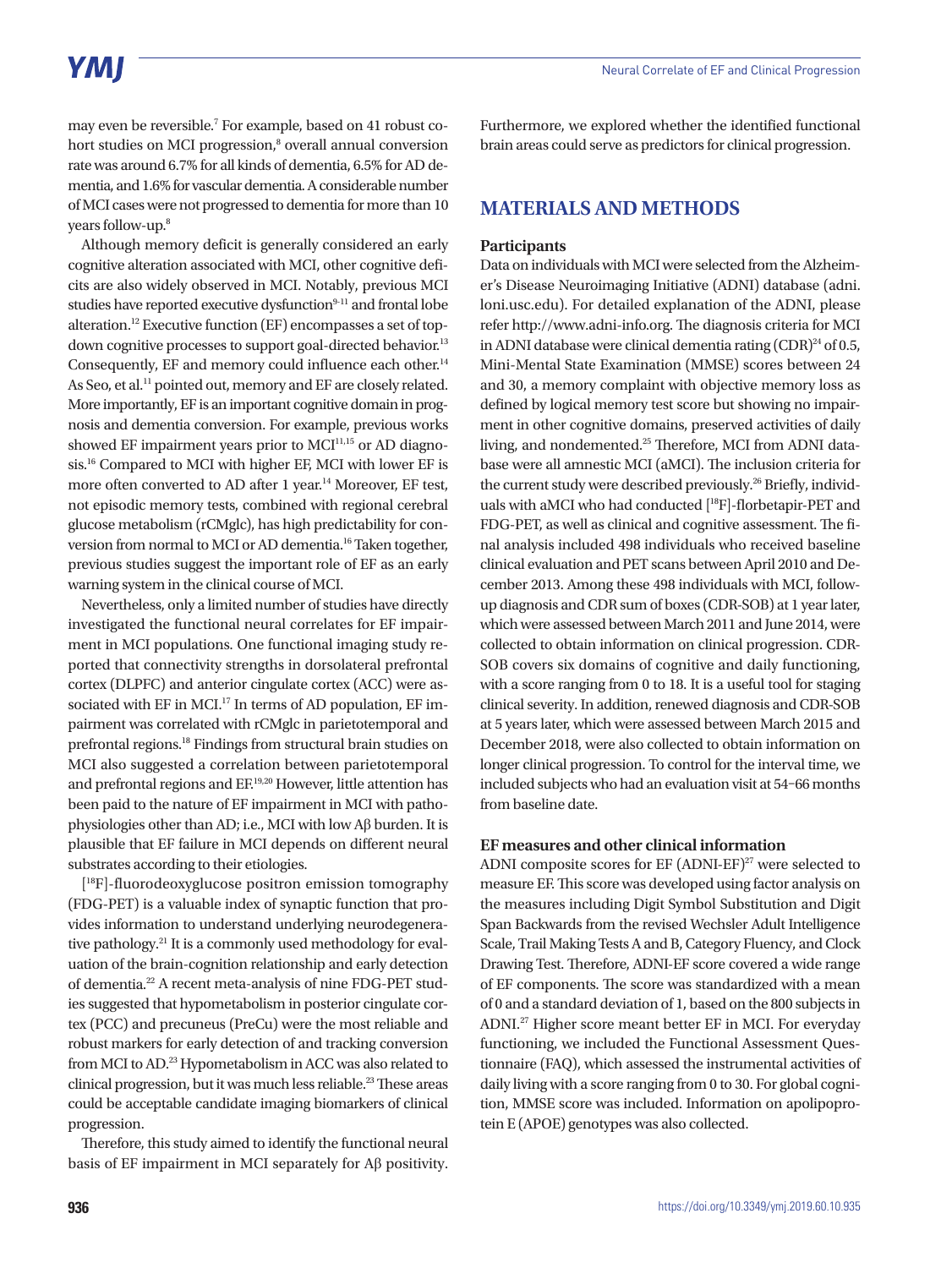may even be reversible.[7] For example, based on 41 robust cohort studies on MCI progression,[8] overall annual conversion rate was around 6.7% for all kinds of dementia, 6.5% for AD dementia, and 1.6% for vascular dementia. A considerable number of MCI cases were not progressed to dementia for more than 10 years follow-up.[8]

Although memory deficit is generally considered an early cognitive alteration associated with MCI, other cognitive deficits are also widely observed in MCI. Notably, previous MCI studies have reported executive dysfunction[9-11] and frontal lobe alteration.[12] Executive function (EF) encompasses a set of top-down cognitive processes to support goal-directed behavior.[13] Consequently, EF and memory could influence each other.[14] As Seo, et al.[11] pointed out, memory and EF are closely related. More importantly, EF is an important cognitive domain in prognosis and dementia conversion. For example, previous works showed EF impairment years prior to MCI[11,15] or AD diagnosis.[16] Compared to MCI with higher EF, MCI with lower EF is more often converted to AD after 1 year.[14] Moreover, EF test, not episodic memory tests, combined with regional cerebral glucose metabolism (rCMglc), has high predictability for conversion from normal to MCI or AD dementia.[16] Taken together, previous studies suggest the important role of EF as an early warning system in the clinical course of MCI.

Nevertheless, only a limited number of studies have directly investigated the functional neural correlates for EF impairment in MCI populations. One functional imaging study reported that connectivity strengths in dorsolateral prefrontal cortex (DLPFC) and anterior cingulate cortex (ACC) were associated with EF in MCI.[17] In terms of AD population, EF impairment was correlated with rCMglc in parietotemporal and prefrontal regions.[18] Findings from structural brain studies on MCI also suggested a correlation between parietotemporal and prefrontal regions and EF.[19,20] However, little attention has been paid to the nature of EF impairment in MCI with pathophysiologies other than AD; i.e., MCI with low Aβ burden. It is plausible that EF failure in MCI depends on different neural substrates according to their etiologies.

[$^{18}$F]-fluorodeoxyglucose positron emission tomography (FDG-PET) is a valuable index of synaptic function that provides information to understand underlying neurodegenerative pathology.[21] It is a commonly used methodology for evaluation of the brain-cognition relationship and early detection of dementia.[22] A recent meta-analysis of nine FDG-PET studies suggested that hypometabolism in posterior cingulate cortex (PCC) and precuneus (PreCu) were the most reliable and robust markers for early detection of and tracking conversion from MCI to AD.[23] Hypometabolism in ACC was also related to clinical progression, but it was much less reliable.[23] These areas could be acceptable candidate imaging biomarkers of clinical progression.

Therefore, this study aimed to identify the functional neural basis of EF impairment in MCI separately for Aβ positivity. Furthermore, we explored whether the identified functional brain areas could serve as predictors for clinical progression.

## MATERIALS AND METHODS

### Participants

Data on individuals with MCI were selected from the Alzheimer's Disease Neuroimaging Initiative (ADNI) database (adni.loni.usc.edu). For detailed explanation of the ADNI, please refer http://www.adni-info.org. The diagnosis criteria for MCI in ADNI database were clinical dementia rating (CDR)[24] of 0.5, Mini-Mental State Examination (MMSE) scores between 24 and 30, a memory complaint with objective memory loss as defined by logical memory test score but showing no impairment in other cognitive domains, preserved activities of daily living, and nondemented.[25] Therefore, MCI from ADNI database were all amnestic MCI (aMCI). The inclusion criteria for the current study were described previously.[26] Briefly, individuals with aMCI who had conducted [$^{18}$F]-florbetapir-PET and FDG-PET, as well as clinical and cognitive assessment. The final analysis included 498 individuals who received baseline clinical evaluation and PET scans between April 2010 and December 2013. Among these 498 individuals with MCI, follow-up diagnosis and CDR sum of boxes (CDR-SOB) at 1 year later, which were assessed between March 2011 and June 2014, were collected to obtain information on clinical progression. CDR-SOB covers six domains of cognitive and daily functioning, with a score ranging from 0 to 18. It is a useful tool for staging clinical severity. In addition, renewed diagnosis and CDR-SOB at 5 years later, which were assessed between March 2015 and December 2018, were also collected to obtain information on longer clinical progression. To control for the interval time, we included subjects who had an evaluation visit at 54–66 months from baseline date.

### EF measures and other clinical information

ADNI composite scores for EF (ADNI-EF)[27] were selected to measure EF. This score was developed using factor analysis on the measures including Digit Symbol Substitution and Digit Span Backwards from the revised Wechsler Adult Intelligence Scale, Trail Making Tests A and B, Category Fluency, and Clock Drawing Test. Therefore, ADNI-EF score covered a wide range of EF components. The score was standardized with a mean of 0 and a standard deviation of 1, based on the 800 subjects in ADNI.[27] Higher score meant better EF in MCI. For everyday functioning, we included the Functional Assessment Questionnaire (FAQ), which assessed the instrumental activities of daily living with a score ranging from 0 to 30. For global cognition, MMSE score was included. Information on apolipoprotein E (APOE) genotypes was also collected.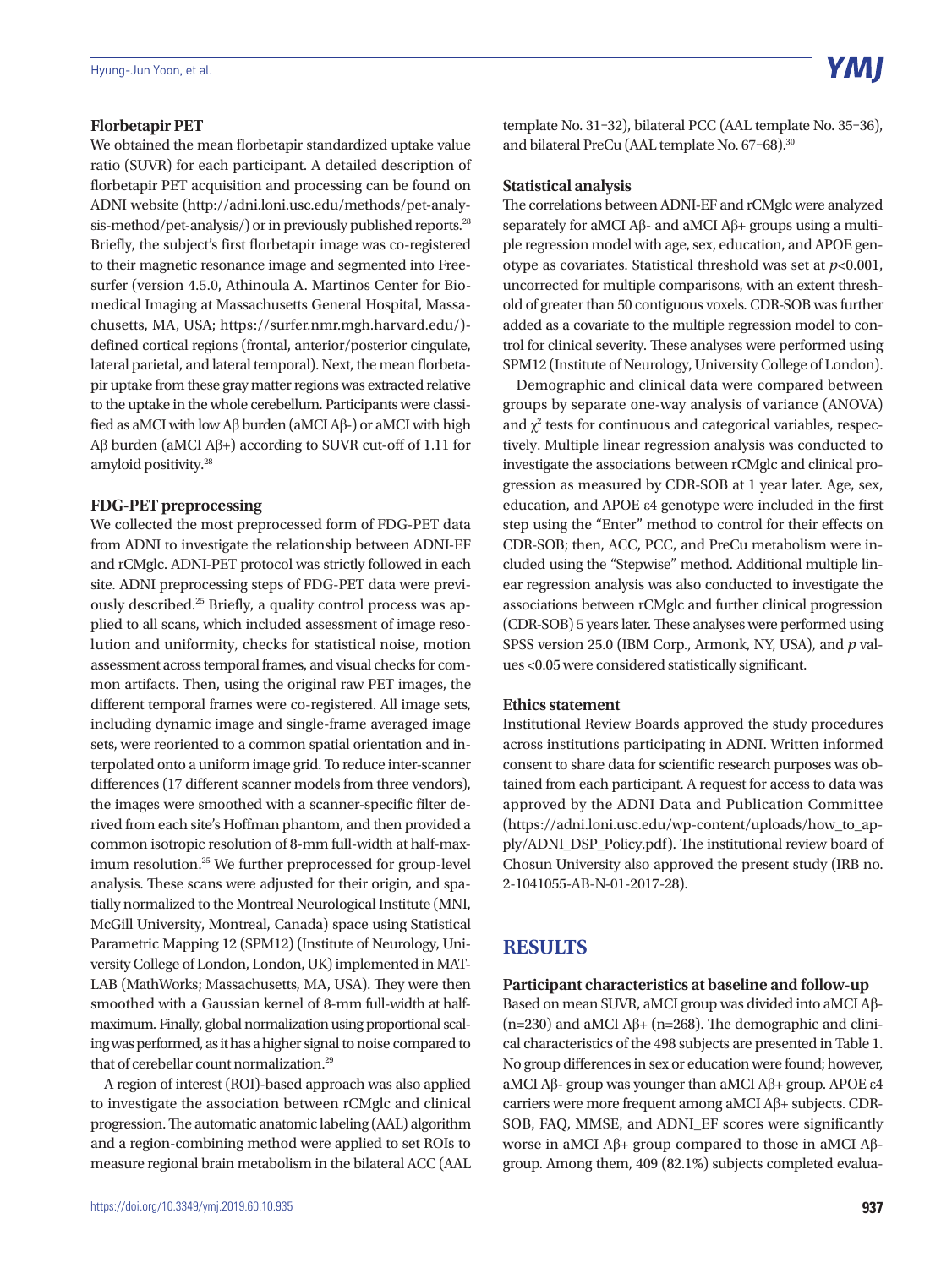### Florbetapir PET

We obtained the mean florbetapir standardized uptake value ratio (SUVR) for each participant. A detailed description of florbetapir PET acquisition and processing can be found on ADNI website (http://adni.loni.usc.edu/methods/pet-analysis-method/pet-analysis/) or in previously published reports.[28] Briefly, the subject's first florbetapir image was co-registered to their magnetic resonance image and segmented into Freesurfer (version 4.5.0, Athinoula A. Martinos Center for Biomedical Imaging at Massachusetts General Hospital, Massachusetts, MA, USA; https://surfer.nmr.mgh.harvard.edu/)-defined cortical regions (frontal, anterior/posterior cingulate, lateral parietal, and lateral temporal). Next, the mean florbetapir uptake from these gray matter regions was extracted relative to the uptake in the whole cerebellum. Participants were classified as aMCI with low Aβ burden (aMCI Aβ-) or aMCI with high Aβ burden (aMCI Aβ+) according to SUVR cut-off of 1.11 for amyloid positivity.[28]

### FDG-PET preprocessing

We collected the most preprocessed form of FDG-PET data from ADNI to investigate the relationship between ADNI-EF and rCMglc. ADNI-PET protocol was strictly followed in each site. ADNI preprocessing steps of FDG-PET data were previously described.[25] Briefly, a quality control process was applied to all scans, which included assessment of image resolution and uniformity, checks for statistical noise, motion assessment across temporal frames, and visual checks for common artifacts. Then, using the original raw PET images, the different temporal frames were co-registered. All image sets, including dynamic image and single-frame averaged image sets, were reoriented to a common spatial orientation and interpolated onto a uniform image grid. To reduce inter-scanner differences (17 different scanner models from three vendors), the images were smoothed with a scanner-specific filter derived from each site's Hoffman phantom, and then provided a common isotropic resolution of 8-mm full-width at half-maximum resolution.[25] We further preprocessed for group-level analysis. These scans were adjusted for their origin, and spatially normalized to the Montreal Neurological Institute (MNI, McGill University, Montreal, Canada) space using Statistical Parametric Mapping 12 (SPM12) (Institute of Neurology, University College of London, London, UK) implemented in MATLAB (MathWorks; Massachusetts, MA, USA). They were then smoothed with a Gaussian kernel of 8-mm full-width at half-maximum. Finally, global normalization using proportional scaling was performed, as it has a higher signal to noise compared to that of cerebellar count normalization.[29]

A region of interest (ROI)-based approach was also applied to investigate the association between rCMglc and clinical progression. The automatic anatomic labeling (AAL) algorithm and a region-combining method were applied to set ROIs to measure regional brain metabolism in the bilateral ACC (AAL template No. 31–32), bilateral PCC (AAL template No. 35–36), and bilateral PreCu (AAL template No. 67–68).[30]

### Statistical analysis

The correlations between ADNI-EF and rCMglc were analyzed separately for aMCI Aβ- and aMCI Aβ+ groups using a multiple regression model with age, sex, education, and APOE genotype as covariates. Statistical threshold was set at $p<0.001$, uncorrected for multiple comparisons, with an extent threshold of greater than 50 contiguous voxels. CDR-SOB was further added as a covariate to the multiple regression model to control for clinical severity. These analyses were performed using SPM12 (Institute of Neurology, University College of London).

Demographic and clinical data were compared between groups by separate one-way analysis of variance (ANOVA) and $\chi^2$ tests for continuous and categorical variables, respectively. Multiple linear regression analysis was conducted to investigate the associations between rCMglc and clinical progression as measured by CDR-SOB at 1 year later. Age, sex, education, and APOE ε4 genotype were included in the first step using the "Enter" method to control for their effects on CDR-SOB; then, ACC, PCC, and PreCu metabolism were included using the "Stepwise" method. Additional multiple linear regression analysis was also conducted to investigate the associations between rCMglc and further clinical progression (CDR-SOB) 5 years later. These analyses were performed using SPSS version 25.0 (IBM Corp., Armonk, NY, USA), and $p$ values <0.05 were considered statistically significant.

### Ethics statement

Institutional Review Boards approved the study procedures across institutions participating in ADNI. Written informed consent to share data for scientific research purposes was obtained from each participant. A request for access to data was approved by the ADNI Data and Publication Committee (https://adni.loni.usc.edu/wp-content/uploads/how_to_apply/ADNI_DSP_Policy.pdf). The institutional review board of Chosun University also approved the present study (IRB no. 2-1041055-AB-N-01-2017-28).

## RESULTS

### Participant characteristics at baseline and follow-up

Based on mean SUVR, aMCI group was divided into aMCI Aβ- (n=230) and aMCI Aβ+ (n=268). The demographic and clinical characteristics of the 498 subjects are presented in Table 1. No group differences in sex or education were found; however, aMCI Aβ- group was younger than aMCI Aβ+ group. APOE ε4 carriers were more frequent among aMCI Aβ+ subjects. CDR-SOB, FAQ, MMSE, and ADNI_EF scores were significantly worse in aMCI Aβ+ group compared to those in aMCI Aβ- group. Among them, 409 (82.1%) subjects completed evalua-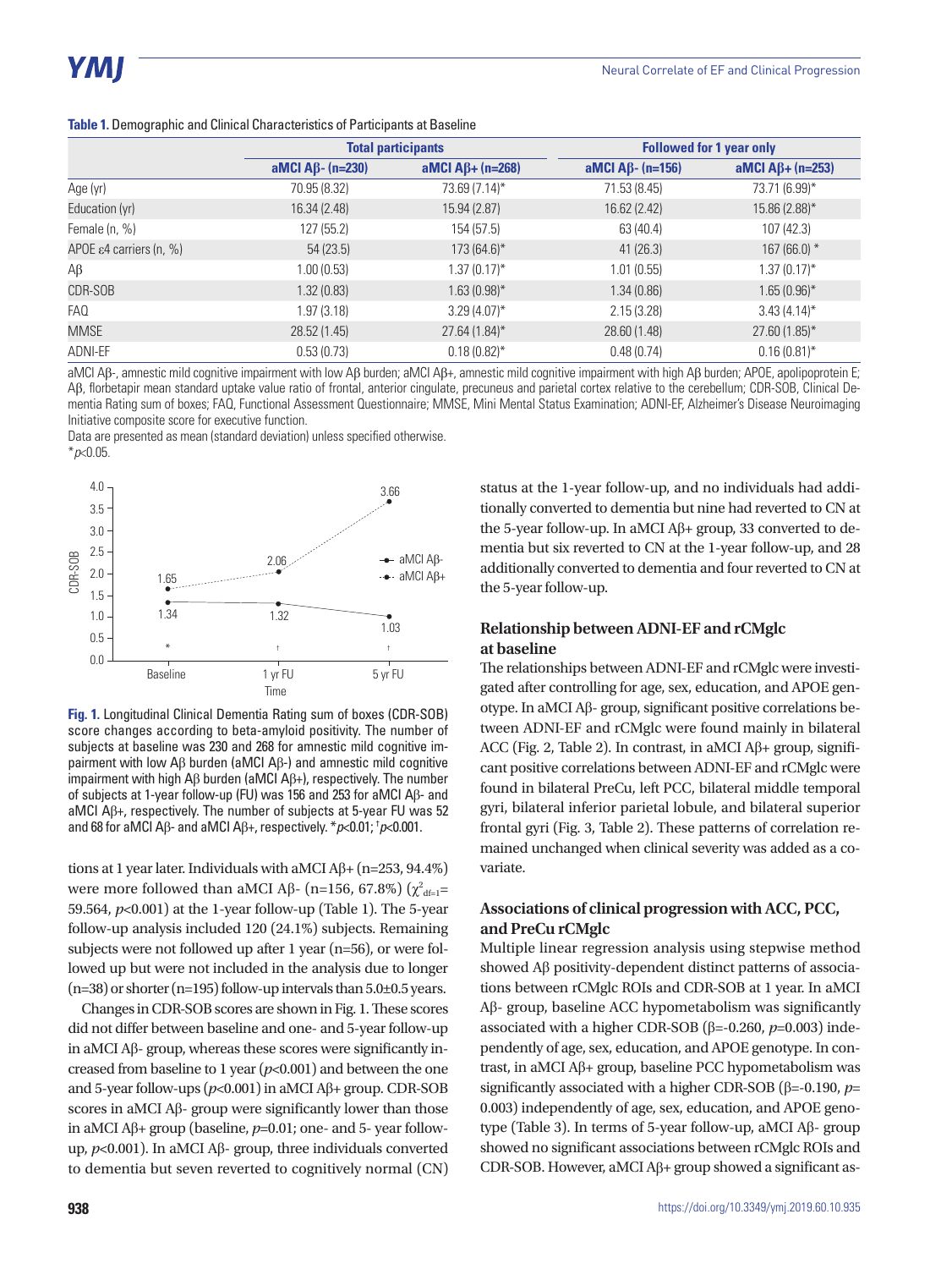**Table 1.** Demographic and Clinical Characteristics of Participants at Baseline

| | Total participants | | Followed for 1 year only | |
|---|---|---|---|---|
| | aMCI Aβ- (n=230) | aMCI Aβ+ (n=268) | aMCI Aβ- (n=156) | aMCI Aβ+ (n=253) |
| Age (yr) | 70.95 (8.32) | 73.69 (7.14)* | 71.53 (8.45) | 73.71 (6.99)* |
| Education (yr) | 16.34 (2.48) | 15.94 (2.87) | 16.62 (2.42) | 15.86 (2.88)* |
| Female (n, %) | 127 (55.2) | 154 (57.5) | 63 (40.4) | 107 (42.3) |
| APOE ε4 carriers (n, %) | 54 (23.5) | 173 (64.6)* | 41 (26.3) | 167 (66.0) * |
| Aβ | 1.00 (0.53) | 1.37 (0.17)* | 1.01 (0.55) | 1.37 (0.17)* |
| CDR-SOB | 1.32 (0.83) | 1.63 (0.98)* | 1.34 (0.86) | 1.65 (0.96)* |
| FAQ | 1.97 (3.18) | 3.29 (4.07)* | 2.15 (3.28) | 3.43 (4.14)* |
| MMSE | 28.52 (1.45) | 27.64 (1.84)* | 28.60 (1.48) | 27.60 (1.85)* |
| ADNI-EF | 0.53 (0.73) | 0.18 (0.82)* | 0.48 (0.74) | 0.16 (0.81)* |

aMCI Aβ-, amnestic mild cognitive impairment with low Aβ burden; aMCI Aβ+, amnestic mild cognitive impairment with high Aβ burden; APOE, apolipoprotein E; Aβ, florbetapir mean standard uptake value ratio of frontal, anterior cingulate, precuneus and parietal cortex relative to the cerebellum; CDR-SOB, Clinical Dementia Rating sum of boxes; FAQ, Functional Assessment Questionnaire; MMSE, Mini Mental Status Examination; ADNI-EF, Alzheimer's Disease Neuroimaging Initiative composite score for executive function.

Data are presented as mean (standard deviation) unless specified otherwise.

*$p<0.05$.

4.0
3.5
3.0
2.5
2.0
1.5
1.0
0.5
0.0
CDR-SOB
1.65
1.34
2.06
1.32
3.66
1.03
*
†
†
Baseline
1 yr FU
5 yr FU
Time
aMCI Aβ-
aMCI Aβ+

**Fig. 1.** Longitudinal Clinical Dementia Rating sum of boxes (CDR-SOB) score changes according to beta-amyloid positivity. The number of subjects at baseline was 230 and 268 for amnestic mild cognitive impairment with low Aβ burden (aMCI Aβ-) and amnestic mild cognitive impairment with high Aβ burden (aMCI Aβ+), respectively. The number of subjects at 1-year follow-up (FU) was 156 and 253 for aMCI Aβ- and aMCI Aβ+, respectively. The number of subjects at 5-year FU was 52 and 68 for aMCI Aβ- and aMCI Aβ+, respectively. *$p<0.01$; †$p<0.001$.

tions at 1 year later. Individuals with aMCI Aβ+ (n=253, 94.4%) were more followed than aMCI Aβ- (n=156, 67.8%) ($\chi^2_{df=1}$=59.564, $p<0.001$) at the 1-year follow-up (Table 1). The 5-year follow-up analysis included 120 (24.1%) subjects. Remaining subjects were not followed up after 1 year (n=56), or were followed up but were not included in the analysis due to longer (n=38) or shorter (n=195) follow-up intervals than 5.0±0.5 years.

Changes in CDR-SOB scores are shown in Fig. 1. These scores did not differ between baseline and one- and 5-year follow-up in aMCI Aβ- group, whereas these scores were significantly increased from baseline to 1 year ($p<0.001$) and between the one and 5-year follow-ups ($p<0.001$) in aMCI Aβ+ group. CDR-SOB scores in aMCI Aβ- group were significantly lower than those in aMCI Aβ+ group (baseline, $p$=0.01; one- and 5- year follow-up, $p<0.001$). In aMCI Aβ- group, three individuals converted to dementia but seven reverted to cognitively normal (CN) status at the 1-year follow-up, and no individuals had additionally converted to dementia but nine had reverted to CN at the 5-year follow-up. In aMCI Aβ+ group, 33 converted to dementia but six reverted to CN at the 1-year follow-up, and 28 additionally converted to dementia and four reverted to CN at the 5-year follow-up.

## Relationship between ADNI-EF and rCMglc at baseline

The relationships between ADNI-EF and rCMglc were investigated after controlling for age, sex, education, and APOE genotype. In aMCI Aβ- group, significant positive correlations between ADNI-EF and rCMglc were found mainly in bilateral ACC (Fig. 2, Table 2). In contrast, in aMCI Aβ+ group, significant positive correlations between ADNI-EF and rCMglc were found in bilateral PreCu, left PCC, bilateral middle temporal gyri, bilateral inferior parietal lobule, and bilateral superior frontal gyri (Fig. 3, Table 2). These patterns of correlation remained unchanged when clinical severity was added as a covariate.

## Associations of clinical progression with ACC, PCC, and PreCu rCMglc

Multiple linear regression analysis using stepwise method showed Aβ positivity-dependent distinct patterns of associations between rCMglc ROIs and CDR-SOB at 1 year. In aMCI Aβ- group, baseline ACC hypometabolism was significantly associated with a higher CDR-SOB (β=-0.260, $p$=0.003) independently of age, sex, education, and APOE genotype. In contrast, in aMCI Aβ+ group, baseline PCC hypometabolism was significantly associated with a higher CDR-SOB (β=-0.190, $p$=0.003) independently of age, sex, education, and APOE genotype (Table 3). In terms of 5-year follow-up, aMCI Aβ- group showed no significant associations between rCMglc ROIs and CDR-SOB. However, aMCI Aβ+ group showed a significant as-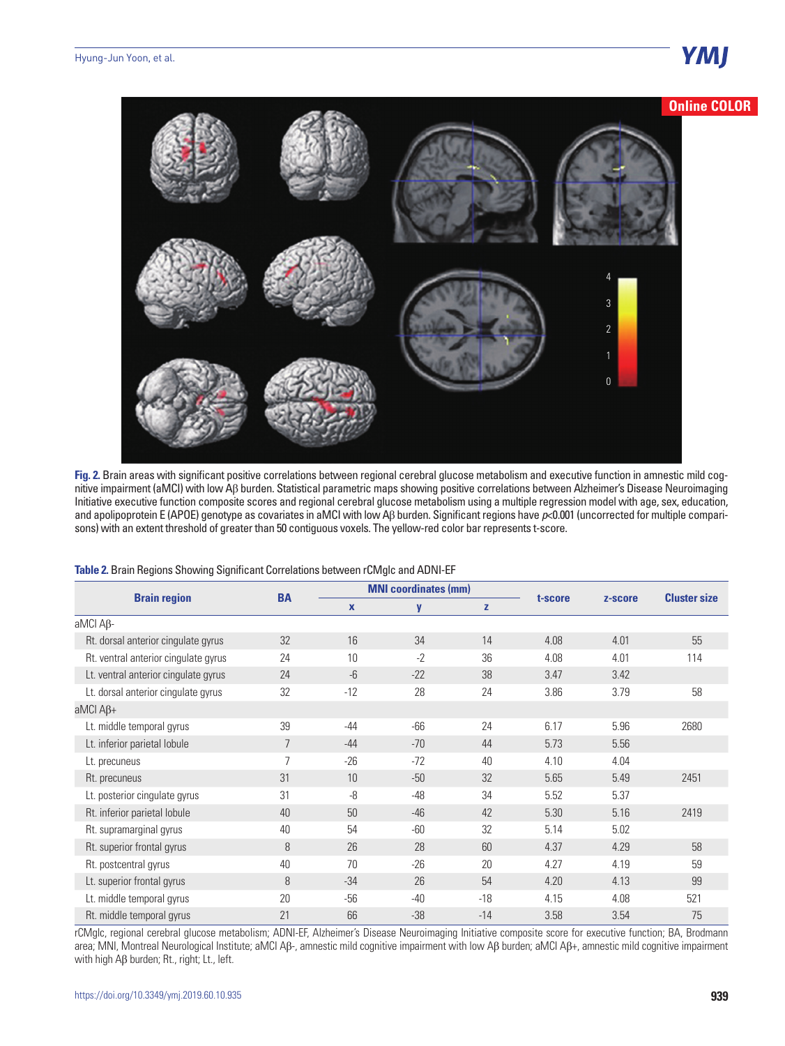Online COLOR

4
3
2
1
0

**Fig. 2.** Brain areas with significant positive correlations between regional cerebral glucose metabolism and executive function in amnestic mild cognitive impairment (aMCI) with low Aβ burden. Statistical parametric maps showing positive correlations between Alzheimer's Disease Neuroimaging Initiative executive function composite scores and regional cerebral glucose metabolism using a multiple regression model with age, sex, education, and apolipoprotein E (APOE) genotype as covariates in aMCI with low Aβ burden. Significant regions have $p<0.001$ (uncorrected for multiple comparisons) with an extent threshold of greater than 50 contiguous voxels. The yellow-red color bar represents t-score.

**Table 2.** Brain Regions Showing Significant Correlations between rCMglc and ADNI-EF

| Brain region | BA | MNI coordinates (mm) | | | t-score | z-score | Cluster size |
|---|---|---|---|---|---|---|---|
| | | x | y | z | | | |
| aMCI Aβ- | | | | | | | |
| Rt. dorsal anterior cingulate gyrus | 32 | 16 | 34 | 14 | 4.08 | 4.01 | 55 |
| Rt. ventral anterior cingulate gyrus | 24 | 10 | -2 | 36 | 4.08 | 4.01 | 114 |
| Lt. ventral anterior cingulate gyrus | 24 | -6 | -22 | 38 | 3.47 | 3.42 | |
| Lt. dorsal anterior cingulate gyrus | 32 | -12 | 28 | 24 | 3.86 | 3.79 | 58 |
| aMCI Aβ+ | | | | | | | |
| Lt. middle temporal gyrus | 39 | -44 | -66 | 24 | 6.17 | 5.96 | 2680 |
| Lt. inferior parietal lobule | 7 | -44 | -70 | 44 | 5.73 | 5.56 | |
| Lt. precuneus | 7 | -26 | -72 | 40 | 4.10 | 4.04 | |
| Rt. precuneus | 31 | 10 | -50 | 32 | 5.65 | 5.49 | 2451 |
| Lt. posterior cingulate gyrus | 31 | -8 | -48 | 34 | 5.52 | 5.37 | |
| Rt. inferior parietal lobule | 40 | 50 | -46 | 42 | 5.30 | 5.16 | 2419 |
| Rt. supramarginal gyrus | 40 | 54 | -60 | 32 | 5.14 | 5.02 | |
| Rt. superior frontal gyrus | 8 | 26 | 28 | 60 | 4.37 | 4.29 | 58 |
| Rt. postcentral gyrus | 40 | 70 | -26 | 20 | 4.27 | 4.19 | 59 |
| Lt. superior frontal gyrus | 8 | -34 | 26 | 54 | 4.20 | 4.13 | 99 |
| Lt. middle temporal gyrus | 20 | -56 | -40 | -18 | 4.15 | 4.08 | 521 |
| Rt. middle temporal gyrus | 21 | 66 | -38 | -14 | 3.58 | 3.54 | 75 |

rCMglc, regional cerebral glucose metabolism; ADNI-EF, Alzheimer's Disease Neuroimaging Initiative composite score for executive function; BA, Brodmann area; MNI, Montreal Neurological Institute; aMCI Aβ-, amnestic mild cognitive impairment with low Aβ burden; aMCI Aβ+, amnestic mild cognitive impairment with high Aβ burden; Rt., right; Lt., left.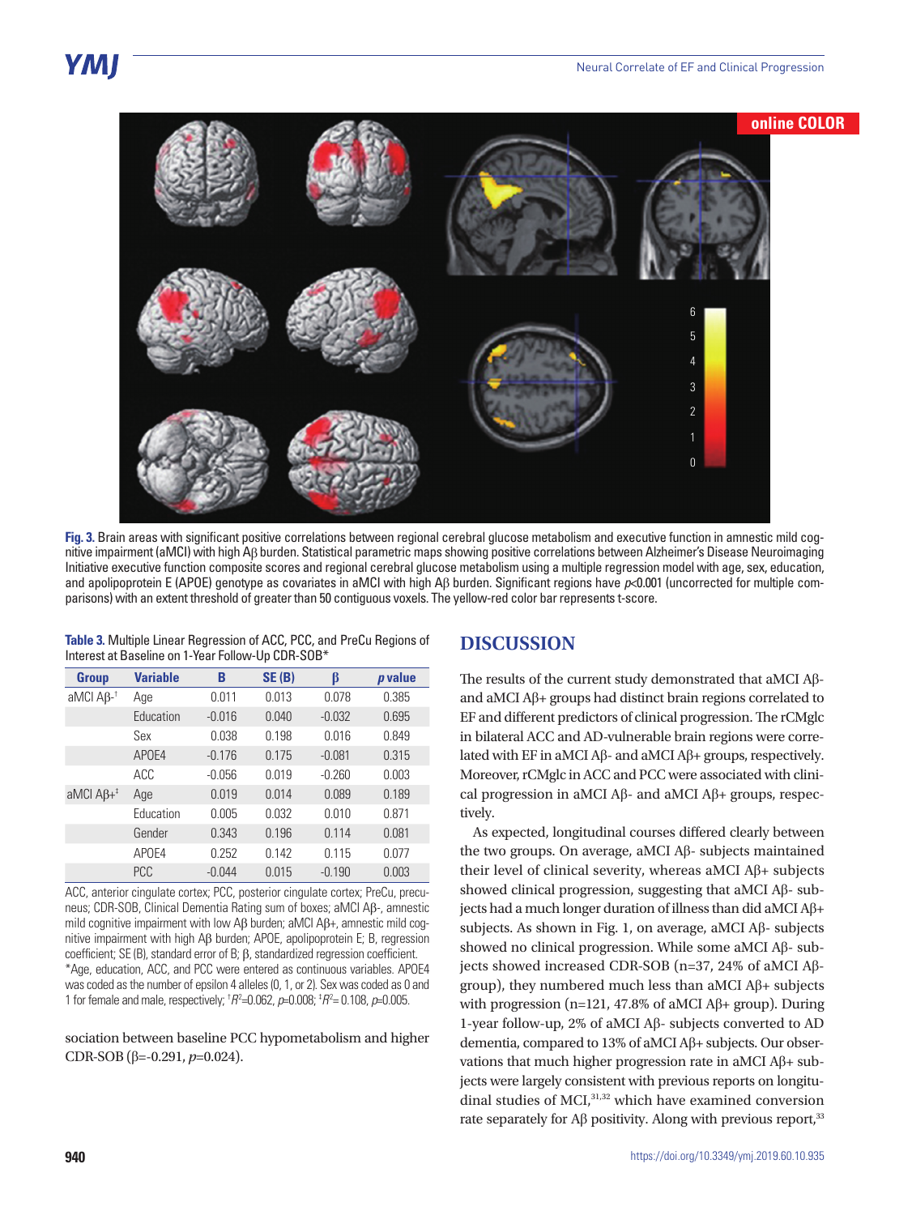online COLOR

6
5
4
3
2
1
0

**Fig. 3.** Brain areas with significant positive correlations between regional cerebral glucose metabolism and executive function in amnestic mild cognitive impairment (aMCI) with high Aβ burden. Statistical parametric maps showing positive correlations between Alzheimer's Disease Neuroimaging Initiative executive function composite scores and regional cerebral glucose metabolism using a multiple regression model with age, sex, education, and apolipoprotein E (APOE) genotype as covariates in aMCI with high Aβ burden. Significant regions have $p$<0.001 (uncorrected for multiple comparisons) with an extent threshold of greater than 50 contiguous voxels. The yellow-red color bar represents t-score.

**Table 3.** Multiple Linear Regression of ACC, PCC, and PreCu Regions of Interest at Baseline on 1-Year Follow-Up CDR-SOB*

| Group | Variable | B | SE (B) | β | *p* value |
|---|---|---|---|---|---|
| aMCI Aβ-[†] | Age | 0.011 | 0.013 | 0.078 | 0.385 |
| | Education | -0.016 | 0.040 | -0.032 | 0.695 |
| | Sex | 0.038 | 0.198 | 0.016 | 0.849 |
| | APOE4 | -0.176 | 0.175 | -0.081 | 0.315 |
| | ACC | -0.056 | 0.019 | -0.260 | 0.003 |
| aMCI Aβ+[‡] | Age | 0.019 | 0.014 | 0.089 | 0.189 |
| | Education | 0.005 | 0.032 | 0.010 | 0.871 |
| | Gender | 0.343 | 0.196 | 0.114 | 0.081 |
| | APOE4 | 0.252 | 0.142 | 0.115 | 0.077 |
| | PCC | -0.044 | 0.015 | -0.190 | 0.003 |

ACC, anterior cingulate cortex; PCC, posterior cingulate cortex; PreCu, precuneus; CDR-SOB, Clinical Dementia Rating sum of boxes; aMCI Aβ-, amnestic mild cognitive impairment with low Aβ burden; aMCI Aβ+, amnestic mild cognitive impairment with high Aβ burden; APOE, apolipoprotein E; B, regression coefficient; SE (B), standard error of B; β, standardized regression coefficient.
*Age, education, ACC, and PCC were entered as continuous variables. APOE4 was coded as the number of epsilon 4 alleles (0, 1, or 2). Sex was coded as 0 and 1 for female and male, respectively; [†]$R^2$=0.062, $p$=0.008; [‡]$R^2$= 0.108, $p$=0.005.

sociation between baseline PCC hypometabolism and higher CDR-SOB (β=-0.291, $p$=0.024).

## DISCUSSION

The results of the current study demonstrated that aMCI Aβ- and aMCI Aβ+ groups had distinct brain regions correlated to EF and different predictors of clinical progression. The rCMglc in bilateral ACC and AD-vulnerable brain regions were correlated with EF in aMCI Aβ- and aMCI Aβ+ groups, respectively. Moreover, rCMglc in ACC and PCC were associated with clinical progression in aMCI Aβ- and aMCI Aβ+ groups, respectively.

As expected, longitudinal courses differed clearly between the two groups. On average, aMCI Aβ- subjects maintained their level of clinical severity, whereas aMCI Aβ+ subjects showed clinical progression, suggesting that aMCI Aβ- subjects had a much longer duration of illness than did aMCI Aβ+ subjects. As shown in Fig. 1, on average, aMCI Aβ- subjects showed no clinical progression. While some aMCI Aβ- subjects showed increased CDR-SOB (n=37, 24% of aMCI Aβ- group), they numbered much less than aMCI Aβ+ subjects with progression (n=121, 47.8% of aMCI Aβ+ group). During 1-year follow-up, 2% of aMCI Aβ- subjects converted to AD dementia, compared to 13% of aMCI Aβ+ subjects. Our observations that much higher progression rate in aMCI Aβ+ subjects were largely consistent with previous reports on longitudinal studies of MCI,[31,32] which have examined conversion rate separately for Aβ positivity. Along with previous report,[33]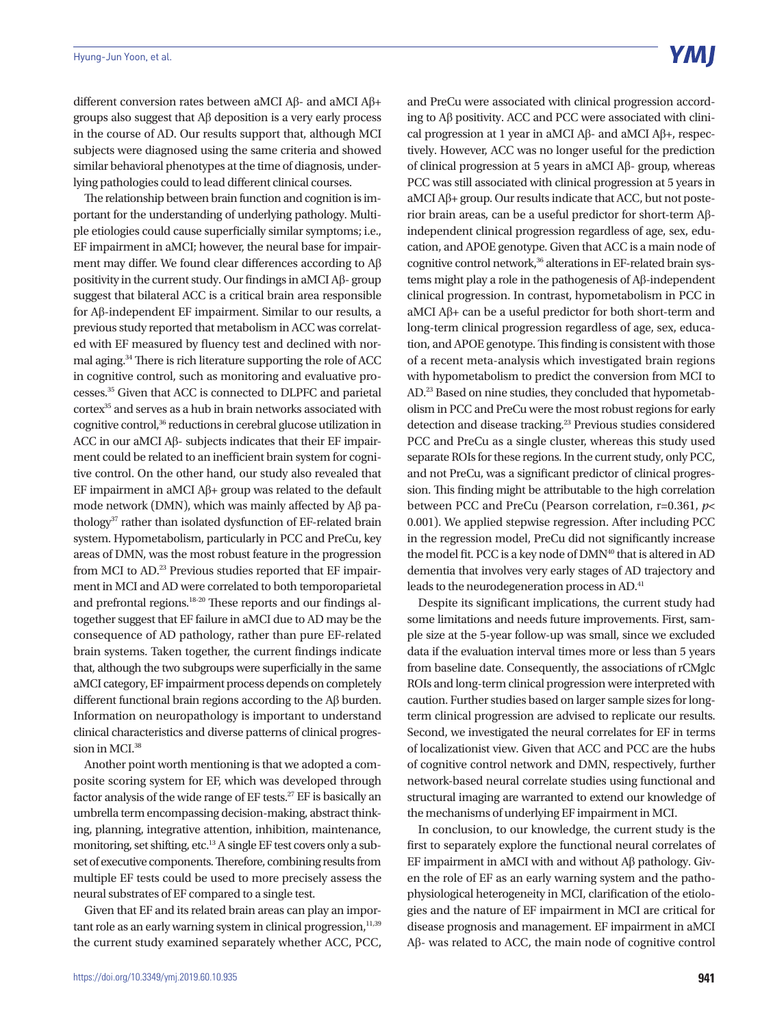different conversion rates between aMCI Aβ- and aMCI Aβ+ groups also suggest that Aβ deposition is a very early process in the course of AD. Our results support that, although MCI subjects were diagnosed using the same criteria and showed similar behavioral phenotypes at the time of diagnosis, underlying pathologies could to lead different clinical courses.

The relationship between brain function and cognition is important for the understanding of underlying pathology. Multiple etiologies could cause superficially similar symptoms; i.e., EF impairment in aMCI; however, the neural base for impairment may differ. We found clear differences according to Aβ positivity in the current study. Our findings in aMCI Aβ- group suggest that bilateral ACC is a critical brain area responsible for Aβ-independent EF impairment. Similar to our results, a previous study reported that metabolism in ACC was correlated with EF measured by fluency test and declined with normal aging.[34] There is rich literature supporting the role of ACC in cognitive control, such as monitoring and evaluative processes.[35] Given that ACC is connected to DLPFC and parietal cortex[35] and serves as a hub in brain networks associated with cognitive control,[36] reductions in cerebral glucose utilization in ACC in our aMCI Aβ- subjects indicates that their EF impairment could be related to an inefficient brain system for cognitive control. On the other hand, our study also revealed that EF impairment in aMCI Aβ+ group was related to the default mode network (DMN), which was mainly affected by Aβ pathology[37] rather than isolated dysfunction of EF-related brain system. Hypometabolism, particularly in PCC and PreCu, key areas of DMN, was the most robust feature in the progression from MCI to AD.[23] Previous studies reported that EF impairment in MCI and AD were correlated to both temporoparietal and prefrontal regions.[18-20] These reports and our findings altogether suggest that EF failure in aMCI due to AD may be the consequence of AD pathology, rather than pure EF-related brain systems. Taken together, the current findings indicate that, although the two subgroups were superficially in the same aMCI category, EF impairment process depends on completely different functional brain regions according to the Aβ burden. Information on neuropathology is important to understand clinical characteristics and diverse patterns of clinical progression in MCI.[38]

Another point worth mentioning is that we adopted a composite scoring system for EF, which was developed through factor analysis of the wide range of EF tests.[27] EF is basically an umbrella term encompassing decision-making, abstract thinking, planning, integrative attention, inhibition, maintenance, monitoring, set shifting, etc.[13] A single EF test covers only a subset of executive components. Therefore, combining results from multiple EF tests could be used to more precisely assess the neural substrates of EF compared to a single test.

Given that EF and its related brain areas can play an important role as an early warning system in clinical progression,[11,39] the current study examined separately whether ACC, PCC, and PreCu were associated with clinical progression according to Aβ positivity. ACC and PCC were associated with clinical progression at 1 year in aMCI Aβ- and aMCI Aβ+, respectively. However, ACC was no longer useful for the prediction of clinical progression at 5 years in aMCI Aβ- group, whereas PCC was still associated with clinical progression at 5 years in aMCI Aβ+ group. Our results indicate that ACC, but not posterior brain areas, can be a useful predictor for short-term Aβ-independent clinical progression regardless of age, sex, education, and APOE genotype. Given that ACC is a main node of cognitive control network,[36] alterations in EF-related brain systems might play a role in the pathogenesis of Aβ-independent clinical progression. In contrast, hypometabolism in PCC in aMCI Aβ+ can be a useful predictor for both short-term and long-term clinical progression regardless of age, sex, education, and APOE genotype. This finding is consistent with those of a recent meta-analysis which investigated brain regions with hypometabolism to predict the conversion from MCI to AD.[23] Based on nine studies, they concluded that hypometabolism in PCC and PreCu were the most robust regions for early detection and disease tracking.[23] Previous studies considered PCC and PreCu as a single cluster, whereas this study used separate ROIs for these regions. In the current study, only PCC, and not PreCu, was a significant predictor of clinical progression. This finding might be attributable to the high correlation between PCC and PreCu (Pearson correlation, $r=0.361$, $p<0.001$). We applied stepwise regression. After including PCC in the regression model, PreCu did not significantly increase the model fit. PCC is a key node of DMN[40] that is altered in AD dementia that involves very early stages of AD trajectory and leads to the neurodegeneration process in AD.[41]

Despite its significant implications, the current study had some limitations and needs future improvements. First, sample size at the 5-year follow-up was small, since we excluded data if the evaluation interval times more or less than 5 years from baseline date. Consequently, the associations of rCMglc ROIs and long-term clinical progression were interpreted with caution. Further studies based on larger sample sizes for long-term clinical progression are advised to replicate our results. Second, we investigated the neural correlates for EF in terms of localizationist view. Given that ACC and PCC are the hubs of cognitive control network and DMN, respectively, further network-based neural correlate studies using functional and structural imaging are warranted to extend our knowledge of the mechanisms of underlying EF impairment in MCI.

In conclusion, to our knowledge, the current study is the first to separately explore the functional neural correlates of EF impairment in aMCI with and without Aβ pathology. Given the role of EF as an early warning system and the pathophysiological heterogeneity in MCI, clarification of the etiologies and the nature of EF impairment in MCI are critical for disease prognosis and management. EF impairment in aMCI Aβ- was related to ACC, the main node of cognitive control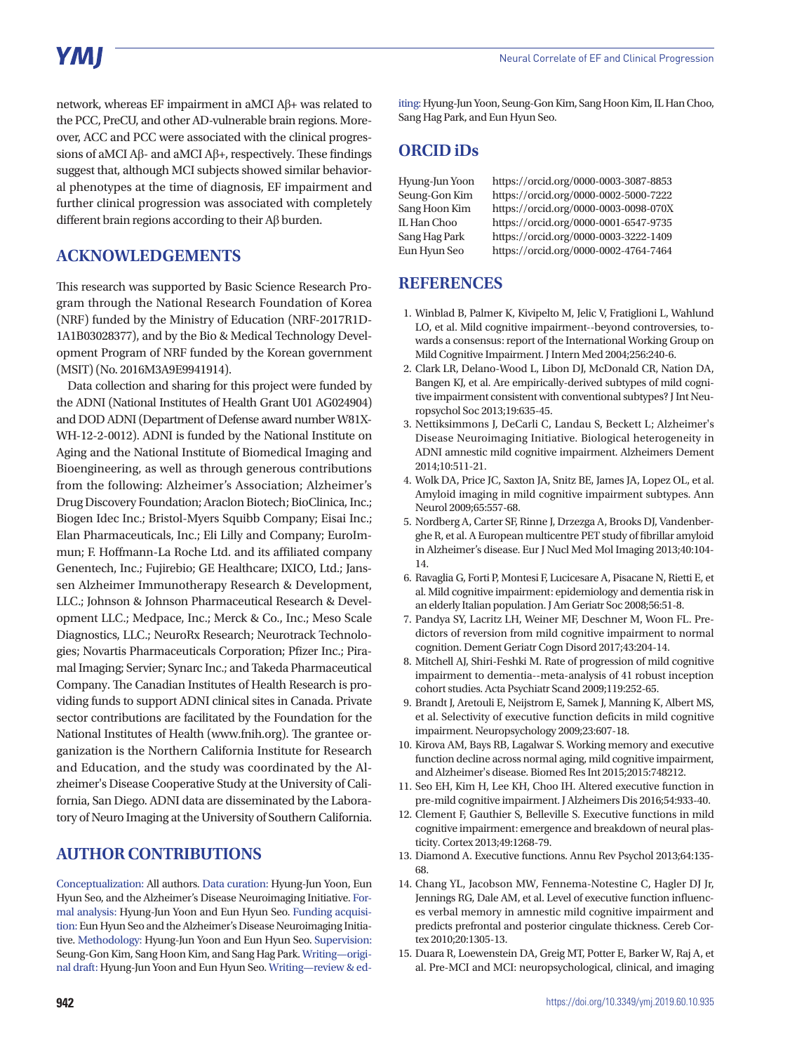network, whereas EF impairment in aMCI Aβ+ was related to the PCC, PreCU, and other AD-vulnerable brain regions. Moreover, ACC and PCC were associated with the clinical progressions of aMCI Aβ- and aMCI Aβ+, respectively. These findings suggest that, although MCI subjects showed similar behavioral phenotypes at the time of diagnosis, EF impairment and further clinical progression was associated with completely different brain regions according to their Aβ burden.

## ACKNOWLEDGEMENTS

This research was supported by Basic Science Research Program through the National Research Foundation of Korea (NRF) funded by the Ministry of Education (NRF-2017R1D1A1B03028377), and by the Bio & Medical Technology Development Program of NRF funded by the Korean government (MSIT) (No. 2016M3A9E9941914).

Data collection and sharing for this project were funded by the ADNI (National Institutes of Health Grant U01 AG024904) and DOD ADNI (Department of Defense award number W81XWH-12-2-0012). ADNI is funded by the National Institute on Aging and the National Institute of Biomedical Imaging and Bioengineering, as well as through generous contributions from the following: Alzheimer's Association; Alzheimer's Drug Discovery Foundation; Araclon Biotech; BioClinica, Inc.; Biogen Idec Inc.; Bristol-Myers Squibb Company; Eisai Inc.; Elan Pharmaceuticals, Inc.; Eli Lilly and Company; EuroImmun; F. Hoffmann-La Roche Ltd. and its affiliated company Genentech, Inc.; Fujirebio; GE Healthcare; IXICO, Ltd.; Janssen Alzheimer Immunotherapy Research & Development, LLC.; Johnson & Johnson Pharmaceutical Research & Development LLC.; Medpace, Inc.; Merck & Co., Inc.; Meso Scale Diagnostics, LLC.; NeuroRx Research; Neurotrack Technologies; Novartis Pharmaceuticals Corporation; Pfizer Inc.; Piramal Imaging; Servier; Synarc Inc.; and Takeda Pharmaceutical Company. The Canadian Institutes of Health Research is providing funds to support ADNI clinical sites in Canada. Private sector contributions are facilitated by the Foundation for the National Institutes of Health (www.fnih.org). The grantee organization is the Northern California Institute for Research and Education, and the study was coordinated by the Alzheimer's Disease Cooperative Study at the University of California, San Diego. ADNI data are disseminated by the Laboratory of Neuro Imaging at the University of Southern California.

## AUTHOR CONTRIBUTIONS

Conceptualization: All authors. Data curation: Hyung-Jun Yoon, Eun Hyun Seo, and the Alzheimer's Disease Neuroimaging Initiative. Formal analysis: Hyung-Jun Yoon and Eun Hyun Seo. Funding acquisition: Eun Hyun Seo and the Alzheimer's Disease Neuroimaging Initiative. Methodology: Hyung-Jun Yoon and Eun Hyun Seo. Supervision: Seung-Gon Kim, Sang Hoon Kim, and Sang Hag Park. Writing—original draft: Hyung-Jun Yoon and Eun Hyun Seo. Writing—review & editing: Hyung-Jun Yoon, Seung-Gon Kim, Sang Hoon Kim, IL Han Choo, Sang Hag Park, and Eun Hyun Seo.

## ORCID iDs

| | |
|---|---|
| Hyung-Jun Yoon | https://orcid.org/0000-0003-3087-8853 |
| Seung-Gon Kim | https://orcid.org/0000-0002-5000-7222 |
| Sang Hoon Kim | https://orcid.org/0000-0003-0098-070X |
| IL Han Choo | https://orcid.org/0000-0001-6547-9735 |
| Sang Hag Park | https://orcid.org/0000-0003-3222-1409 |
| Eun Hyun Seo | https://orcid.org/0000-0002-4764-7464 |

## REFERENCES

1. Winblad B, Palmer K, Kivipelto M, Jelic V, Fratiglioni L, Wahlund LO, et al. Mild cognitive impairment--beyond controversies, towards a consensus: report of the International Working Group on Mild Cognitive Impairment. J Intern Med 2004;256:240-6.
2. Clark LR, Delano-Wood L, Libon DJ, McDonald CR, Nation DA, Bangen KJ, et al. Are empirically-derived subtypes of mild cognitive impairment consistent with conventional subtypes? J Int Neuropsychol Soc 2013;19:635-45.
3. Nettiksimmons J, DeCarli C, Landau S, Beckett L; Alzheimer's Disease Neuroimaging Initiative. Biological heterogeneity in ADNI amnestic mild cognitive impairment. Alzheimers Dement 2014;10:511-21.
4. Wolk DA, Price JC, Saxton JA, Snitz BE, James JA, Lopez OL, et al. Amyloid imaging in mild cognitive impairment subtypes. Ann Neurol 2009;65:557-68.
5. Nordberg A, Carter SF, Rinne J, Drzezga A, Brooks DJ, Vandenberghe R, et al. A European multicentre PET study of fibrillar amyloid in Alzheimer's disease. Eur J Nucl Med Mol Imaging 2013;40:104-14.
6. Ravaglia G, Forti P, Montesi F, Lucicesare A, Pisacane N, Rietti E, et al. Mild cognitive impairment: epidemiology and dementia risk in an elderly Italian population. J Am Geriatr Soc 2008;56:51-8.
7. Pandya SY, Lacritz LH, Weiner MF, Deschner M, Woon FL. Predictors of reversion from mild cognitive impairment to normal cognition. Dement Geriatr Cogn Disord 2017;43:204-14.
8. Mitchell AJ, Shiri-Feshki M. Rate of progression of mild cognitive impairment to dementia--meta-analysis of 41 robust inception cohort studies. Acta Psychiatr Scand 2009;119:252-65.
9. Brandt J, Aretouli E, Neijstrom E, Samek J, Manning K, Albert MS, et al. Selectivity of executive function deficits in mild cognitive impairment. Neuropsychology 2009;23:607-18.
10. Kirova AM, Bays RB, Lagalwar S. Working memory and executive function decline across normal aging, mild cognitive impairment, and Alzheimer's disease. Biomed Res Int 2015;2015:748212.
11. Seo EH, Kim H, Lee KH, Choo IH. Altered executive function in pre-mild cognitive impairment. J Alzheimers Dis 2016;54:933-40.
12. Clement F, Gauthier S, Belleville S. Executive functions in mild cognitive impairment: emergence and breakdown of neural plasticity. Cortex 2013;49:1268-79.
13. Diamond A. Executive functions. Annu Rev Psychol 2013;64:135-68.
14. Chang YL, Jacobson MW, Fennema-Notestine C, Hagler DJ Jr, Jennings RG, Dale AM, et al. Level of executive function influences verbal memory in amnestic mild cognitive impairment and predicts prefrontal and posterior cingulate thickness. Cereb Cortex 2010;20:1305-13.
15. Duara R, Loewenstein DA, Greig MT, Potter E, Barker W, Raj A, et al. Pre-MCI and MCI: neuropsychological, clinical, and imaging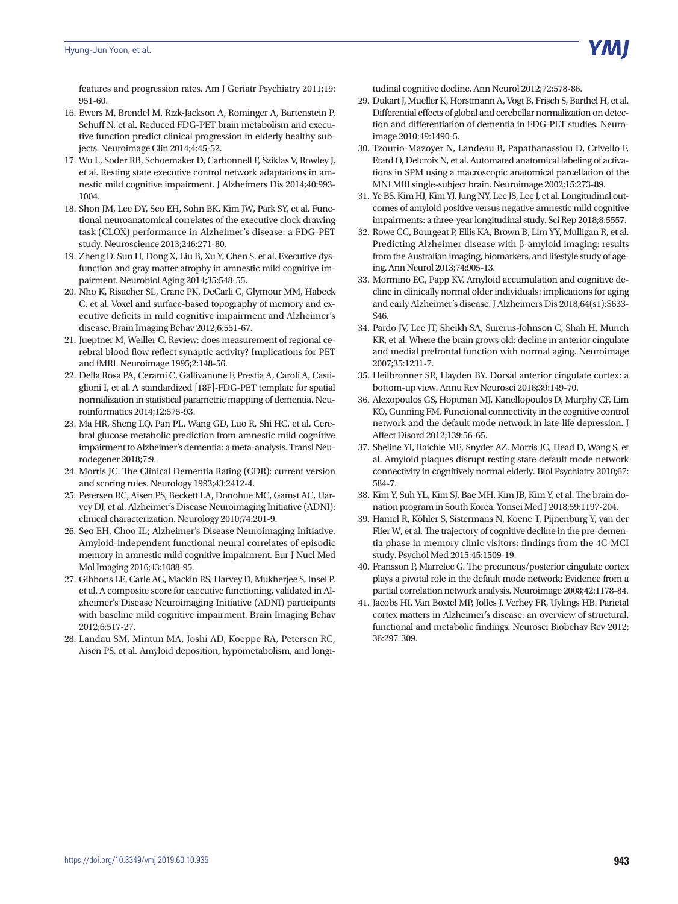features and progression rates. Am J Geriatr Psychiatry 2011;19:951-60.

16. Ewers M, Brendel M, Rizk-Jackson A, Rominger A, Bartenstein P, Schuff N, et al. Reduced FDG-PET brain metabolism and executive function predict clinical progression in elderly healthy subjects. Neuroimage Clin 2014;4:45-52.
17. Wu L, Soder RB, Schoemaker D, Carbonnell F, Sziklas V, Rowley J, et al. Resting state executive control network adaptations in amnestic mild cognitive impairment. J Alzheimers Dis 2014;40:993-1004.
18. Shon JM, Lee DY, Seo EH, Sohn BK, Kim JW, Park SY, et al. Functional neuroanatomical correlates of the executive clock drawing task (CLOX) performance in Alzheimer's disease: a FDG-PET study. Neuroscience 2013;246:271-80.
19. Zheng D, Sun H, Dong X, Liu B, Xu Y, Chen S, et al. Executive dysfunction and gray matter atrophy in amnestic mild cognitive impairment. Neurobiol Aging 2014;35:548-55.
20. Nho K, Risacher SL, Crane PK, DeCarli C, Glymour MM, Habeck C, et al. Voxel and surface-based topography of memory and executive deficits in mild cognitive impairment and Alzheimer's disease. Brain Imaging Behav 2012;6:551-67.
21. Jueptner M, Weiller C. Review: does measurement of regional cerebral blood flow reflect synaptic activity? Implications for PET and fMRI. Neuroimage 1995;2:148-56.
22. Della Rosa PA, Cerami C, Gallivanone F, Prestia A, Caroli A, Castiglioni I, et al. A standardized [18F]-FDG-PET template for spatial normalization in statistical parametric mapping of dementia. Neuroinformatics 2014;12:575-93.
23. Ma HR, Sheng LQ, Pan PL, Wang GD, Luo R, Shi HC, et al. Cerebral glucose metabolic prediction from amnestic mild cognitive impairment to Alzheimer's dementia: a meta-analysis. Transl Neurodegener 2018;7:9.
24. Morris JC. The Clinical Dementia Rating (CDR): current version and scoring rules. Neurology 1993;43:2412-4.
25. Petersen RC, Aisen PS, Beckett LA, Donohue MC, Gamst AC, Harvey DJ, et al. Alzheimer's Disease Neuroimaging Initiative (ADNI): clinical characterization. Neurology 2010;74:201-9.
26. Seo EH, Choo IL; Alzheimer's Disease Neuroimaging Initiative. Amyloid-independent functional neural correlates of episodic memory in amnestic mild cognitive impairment. Eur J Nucl Med Mol Imaging 2016;43:1088-95.
27. Gibbons LE, Carle AC, Mackin RS, Harvey D, Mukherjee S, Insel P, et al. A composite score for executive functioning, validated in Alzheimer's Disease Neuroimaging Initiative (ADNI) participants with baseline mild cognitive impairment. Brain Imaging Behav 2012;6:517-27.
28. Landau SM, Mintun MA, Joshi AD, Koeppe RA, Petersen RC, Aisen PS, et al. Amyloid deposition, hypometabolism, and longitudinal cognitive decline. Ann Neurol 2012;72:578-86.
29. Dukart J, Mueller K, Horstmann A, Vogt B, Frisch S, Barthel H, et al. Differential effects of global and cerebellar normalization on detection and differentiation of dementia in FDG-PET studies. Neuroimage 2010;49:1490-5.
30. Tzourio-Mazoyer N, Landeau B, Papathanassiou D, Crivello F, Etard O, Delcroix N, et al. Automated anatomical labeling of activations in SPM using a macroscopic anatomical parcellation of the MNI MRI single-subject brain. Neuroimage 2002;15:273-89.
31. Ye BS, Kim HJ, Kim YJ, Jung NY, Lee JS, Lee J, et al. Longitudinal outcomes of amyloid positive versus negative amnestic mild cognitive impairments: a three-year longitudinal study. Sci Rep 2018;8:5557.
32. Rowe CC, Bourgeat P, Ellis KA, Brown B, Lim YY, Mulligan R, et al. Predicting Alzheimer disease with β-amyloid imaging: results from the Australian imaging, biomarkers, and lifestyle study of ageing. Ann Neurol 2013;74:905-13.
33. Mormino EC, Papp KV. Amyloid accumulation and cognitive decline in clinically normal older individuals: implications for aging and early Alzheimer's disease. J Alzheimers Dis 2018;64(s1):S633-S46.
34. Pardo JV, Lee JT, Sheikh SA, Surerus-Johnson C, Shah H, Munch KR, et al. Where the brain grows old: decline in anterior cingulate and medial prefrontal function with normal aging. Neuroimage 2007;35:1231-7.
35. Heilbronner SR, Hayden BY. Dorsal anterior cingulate cortex: a bottom-up view. Annu Rev Neurosci 2016;39:149-70.
36. Alexopoulos GS, Hoptman MJ, Kanellopoulos D, Murphy CF, Lim KO, Gunning FM. Functional connectivity in the cognitive control network and the default mode network in late-life depression. J Affect Disord 2012;139:56-65.
37. Sheline YI, Raichle ME, Snyder AZ, Morris JC, Head D, Wang S, et al. Amyloid plaques disrupt resting state default mode network connectivity in cognitively normal elderly. Biol Psychiatry 2010;67:584-7.
38. Kim Y, Suh YL, Kim SJ, Bae MH, Kim JB, Kim Y, et al. The brain donation program in South Korea. Yonsei Med J 2018;59:1197-204.
39. Hamel R, Köhler S, Sistermans N, Koene T, Pijnenburg Y, van der Flier W, et al. The trajectory of cognitive decline in the pre-dementia phase in memory clinic visitors: findings from the 4C-MCI study. Psychol Med 2015;45:1509-19.
40. Fransson P, Marrelec G. The precuneus/posterior cingulate cortex plays a pivotal role in the default mode network: Evidence from a partial correlation network analysis. Neuroimage 2008;42:1178-84.
41. Jacobs HI, Van Boxtel MP, Jolles J, Verhey FR, Uylings HB. Parietal cortex matters in Alzheimer's disease: an overview of structural, functional and metabolic findings. Neurosci Biobehav Rev 2012;36:297-309.